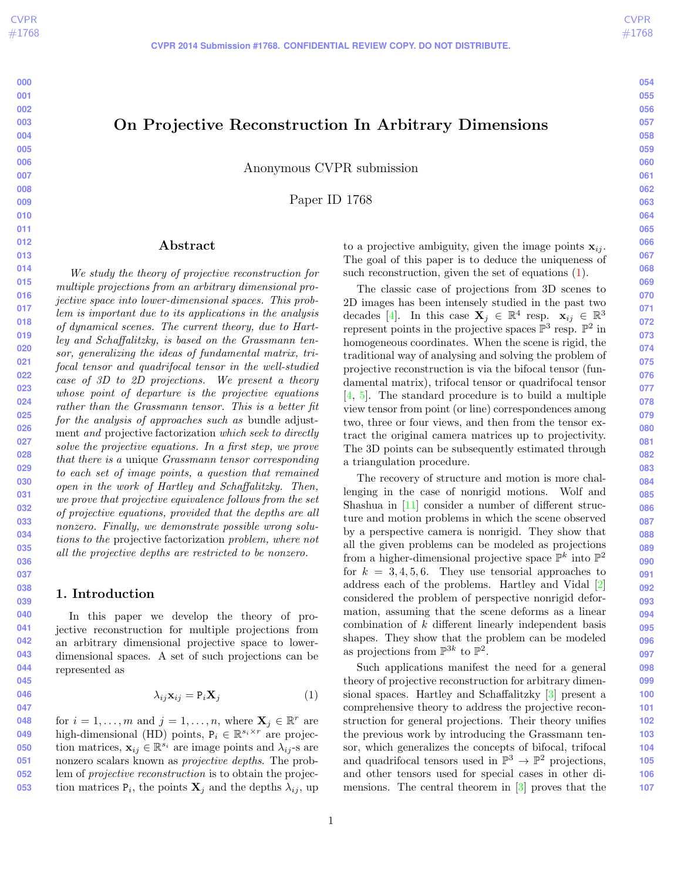# On Projective Reconstruction In Arbitrary Dimensions

Anonymous CVPR submission

Paper ID 1768

## Abstract

*We study the theory of projective reconstruction for multiple projections from an arbitrary dimensional projective space into lower-dimensional spaces. This problem is important due to its applications in the analysis of dynamical scenes. The current theory, due to Hartley and Schaffalitzky, is based on the Grassmann tensor, generalizing the ideas of fundamental matrix, trifocal tensor and quadrifocal tensor in the well-studied case of 3D to 2D projections. We present a theory whose point of departure is the projective equations rather than the Grassmann tensor. This is a better fit for the analysis of approaches such as* bundle adjustment *and* projective factorization *which seek to directly solve the projective equations. In a first step, we prove that there is a unique Grassmann tensor corresponding to each set of image points, a question that remained open in the work of Hartley and Schaffalitzky. Then, we prove that projective equivalence follows from the set of projective equations, provided that the depths are all nonzero. Finally, we demonstrate possible wrong solutions to the* projective factorization *problem, where not all the projective depths are restricted to be nonzero.*

## 1. Introduction

In this paper we develop the theory of projective reconstruction for multiple projections from an arbitrary dimensional projective space to lower-dimensional spaces. A set of such projections can be represented as

$$\lambda_{ij}\mathbf{x}_{ij} = \mathtt{P}_i\mathbf{X}_j \tag{1}$$

for $i = 1, \ldots, m$ and $j = 1, \ldots, n$, where $\mathbf{X}_j \in \mathbb{R}^r$ are high-dimensional (HD) points, $\mathtt{P}_i \in \mathbb{R}^{s_i \times r}$ are projection matrices, $\mathbf{x}_{ij} \in \mathbb{R}^{s_i}$ are image points and $\lambda_{ij}$-s are nonzero scalars known as *projective depths*. The problem of *projective reconstruction* is to obtain the projection matrices $\mathtt{P}_i$, the points $\mathbf{X}_j$ and the depths $\lambda_{ij}$, up to a projective ambiguity, given the image points $\mathbf{x}_{ij}$. The goal of this paper is to deduce the uniqueness of such reconstruction, given the set of equations (1).

The classic case of projections from 3D scenes to 2D images has been intensely studied in the past two decades [4]. In this case $\mathbf{X}_j \in \mathbb{R}^4$ resp. $\mathbf{x}_{ij} \in \mathbb{R}^3$ represent points in the projective spaces $\mathbb{P}^3$ resp. $\mathbb{P}^2$ in homogeneous coordinates. When the scene is rigid, the traditional way of analysing and solving the problem of projective reconstruction is via the bifocal tensor (fundamental matrix), trifocal tensor or quadrifocal tensor [4, 5]. The standard procedure is to build a multiple view tensor from point (or line) correspondences among two, three or four views, and then from the tensor extract the original camera matrices up to projectivity. The 3D points can be subsequently estimated through a triangulation procedure.

The recovery of structure and motion is more challenging in the case of nonrigid motions. Wolf and Shashua in [11] consider a number of different structure and motion problems in which the scene observed by a perspective camera is nonrigid. They show that all the given problems can be modeled as projections from a higher-dimensional projective space $\mathbb{P}^k$ into $\mathbb{P}^2$ for $k = 3, 4, 5, 6$. They use tensorial approaches to address each of the problems. Hartley and Vidal [2] considered the problem of perspective nonrigid deformation, assuming that the scene deforms as a linear combination of $k$ different linearly independent basis shapes. They show that the problem can be modeled as projections from $\mathbb{P}^{3k}$ to $\mathbb{P}^2$.

Such applications manifest the need for a general theory of projective reconstruction for arbitrary dimensional spaces. Hartley and Schaffalitzky [3] present a comprehensive theory to address the projective reconstruction for general projections. Their theory unifies the previous work by introducing the Grassmann tensor, which generalizes the concepts of bifocal, trifocal and quadrifocal tensors used in $\mathbb{P}^3 \to \mathbb{P}^2$ projections, and other tensors used for special cases in other dimensions. The central theorem in [3] proves that the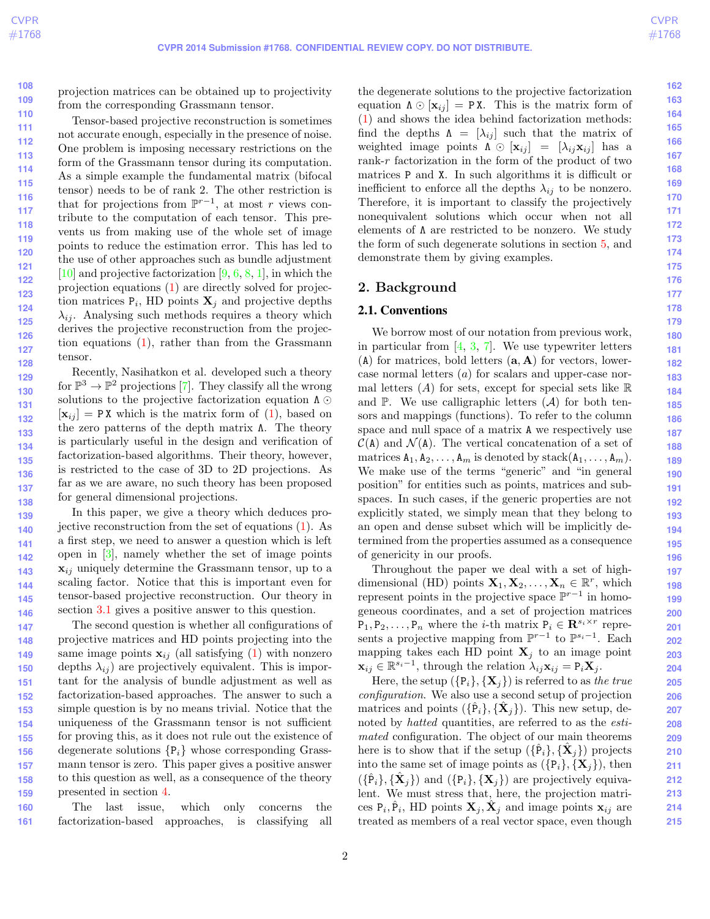projection matrices can be obtained up to projectivity from the corresponding Grassmann tensor.

Tensor-based projective reconstruction is sometimes not accurate enough, especially in the presence of noise. One problem is imposing necessary restrictions on the form of the Grassmann tensor during its computation. As a simple example the fundamental matrix (bifocal tensor) needs to be of rank 2. The other restriction is that for projections from $\mathbb{P}^{r-1}$, at most $r$ views contribute to the computation of each tensor. This prevents us from making use of the whole set of image points to reduce the estimation error. This has led to the use of other approaches such as bundle adjustment [10] and projective factorization [9, 6, 8, 1], in which the projection equations (1) are directly solved for projection matrices $\mathtt{P}_i$, HD points $\mathbf{X}_j$ and projective depths $\lambda_{ij}$. Analysing such methods requires a theory which derives the projective reconstruction from the projection equations (1), rather than from the Grassmann tensor.

Recently, Nasihatkon et al. developed such a theory for $\mathbb{P}^3 \rightarrow \mathbb{P}^2$ projections [7]. They classify all the wrong solutions to the projective factorization equation $\Lambda \odot [\mathbf{x}_{ij}] = \mathtt{P}\,\mathtt{X}$ which is the matrix form of (1), based on the zero patterns of the depth matrix $\Lambda$. The theory is particularly useful in the design and verification of factorization-based algorithms. Their theory, however, is restricted to the case of 3D to 2D projections. As far as we are aware, no such theory has been proposed for general dimensional projections.

In this paper, we give a theory which deduces projective reconstruction from the set of equations (1). As a first step, we need to answer a question which is left open in [3], namely whether the set of image points $\mathbf{x}_{ij}$ uniquely determine the Grassmann tensor, up to a scaling factor. Notice that this is important even for tensor-based projective reconstruction. Our theory in section 3.1 gives a positive answer to this question.

The second question is whether all configurations of projective matrices and HD points projecting into the same image points $\mathbf{x}_{ij}$ (all satisfying (1) with nonzero depths $\lambda_{ij}$) are projectively equivalent. This is important for the analysis of bundle adjustment as well as factorization-based approaches. The answer to such a simple question is by no means trivial. Notice that the uniqueness of the Grassmann tensor is not sufficient for proving this, as it does not rule out the existence of degenerate solutions $\{\mathtt{P}_i\}$ whose corresponding Grassmann tensor is zero. This paper gives a positive answer to this question as well, as a consequence of the theory presented in section 4.

The last issue, which only concerns the factorization-based approaches, is classifying all the degenerate solutions to the projective factorization equation $\Lambda \odot [\mathbf{x}_{ij}] = \mathtt{P}\,\mathtt{X}$. This is the matrix form of (1) and shows the idea behind factorization methods: find the depths $\Lambda = [\lambda_{ij}]$ such that the matrix of weighted image points $\Lambda \odot [\mathbf{x}_{ij}] = [\lambda_{ij}\mathbf{x}_{ij}]$ has a rank-$r$ factorization in the form of the product of two matrices $\mathtt{P}$ and $\mathtt{X}$. In such algorithms it is difficult or inefficient to enforce all the depths $\lambda_{ij}$ to be nonzero. Therefore, it is important to classify the projectively nonequivalent solutions which occur when not all elements of $\Lambda$ are restricted to be nonzero. We study the form of such degenerate solutions in section 5, and demonstrate them by giving examples.

## 2. Background

### 2.1. Conventions

We borrow most of our notation from previous work, in particular from [4, 3, 7]. We use typewriter letters ($\mathtt{A}$) for matrices, bold letters ($\mathbf{a}, \mathbf{A}$) for vectors, lowercase normal letters ($a$) for scalars and upper-case normal letters ($A$) for sets, except for special sets like $\mathbb{R}$ and $\mathbb{P}$. We use calligraphic letters ($\mathcal{A}$) for both tensors and mappings (functions). To refer to the column space and null space of a matrix $\mathtt{A}$ we respectively use $\mathcal{C}(\mathtt{A})$ and $\mathcal{N}(\mathtt{A})$. The vertical concatenation of a set of matrices $\mathtt{A}_1, \mathtt{A}_2, \ldots, \mathtt{A}_m$ is denoted by $\mathrm{stack}(\mathtt{A}_1, \ldots, \mathtt{A}_m)$. We make use of the terms "generic" and "in general position" for entities such as points, matrices and subspaces. In such cases, if the generic properties are not explicitly stated, we simply mean that they belong to an open and dense subset which will be implicitly determined from the properties assumed as a consequence of genericity in our proofs.

Throughout the paper we deal with a set of high-dimensional (HD) points $\mathbf{X}_1, \mathbf{X}_2, \ldots, \mathbf{X}_n \in \mathbb{R}^r$, which represent points in the projective space $\mathbb{P}^{r-1}$ in homogeneous coordinates, and a set of projection matrices $\mathtt{P}_1, \mathtt{P}_2, \ldots, \mathtt{P}_n$ where the $i$-th matrix $\mathtt{P}_i \in \mathbf{R}^{s_i \times r}$ represents a projective mapping from $\mathbb{P}^{r-1}$ to $\mathbb{P}^{s_i-1}$. Each mapping takes each HD point $\mathbf{X}_j$ to an image point $\mathbf{x}_{ij} \in \mathbb{R}^{s_i-1}$, through the relation $\lambda_{ij}\mathbf{x}_{ij} = \mathtt{P}_i\mathbf{X}_j$.

Here, the setup $(\{\mathtt{P}_i\}, \{\mathbf{X}_j\})$ is referred to as *the true configuration*. We also use a second setup of projection matrices and points $(\{\hat{\mathtt{P}}_i\}, \{\hat{\mathbf{X}}_j\})$. This new setup, denoted by *hatted* quantities, are referred to as the *estimated* configuration. The object of our main theorems here is to show that if the setup $(\{\hat{\mathtt{P}}_i\}, \{\hat{\mathbf{X}}_j\})$ projects into the same set of image points as $(\{\mathtt{P}_i\}, \{\mathbf{X}_j\})$, then $(\{\hat{\mathtt{P}}_i\}, \{\hat{\mathbf{X}}_j\})$ and $(\{\mathtt{P}_i\}, \{\mathbf{X}_j\})$ are projectively equivalent. We must stress that, here, the projection matrices $\mathtt{P}_i, \hat{\mathtt{P}}_i$, HD points $\mathbf{X}_j, \hat{\mathbf{X}}_j$ and image points $\mathbf{x}_{ij}$ are treated as members of a real vector space, even though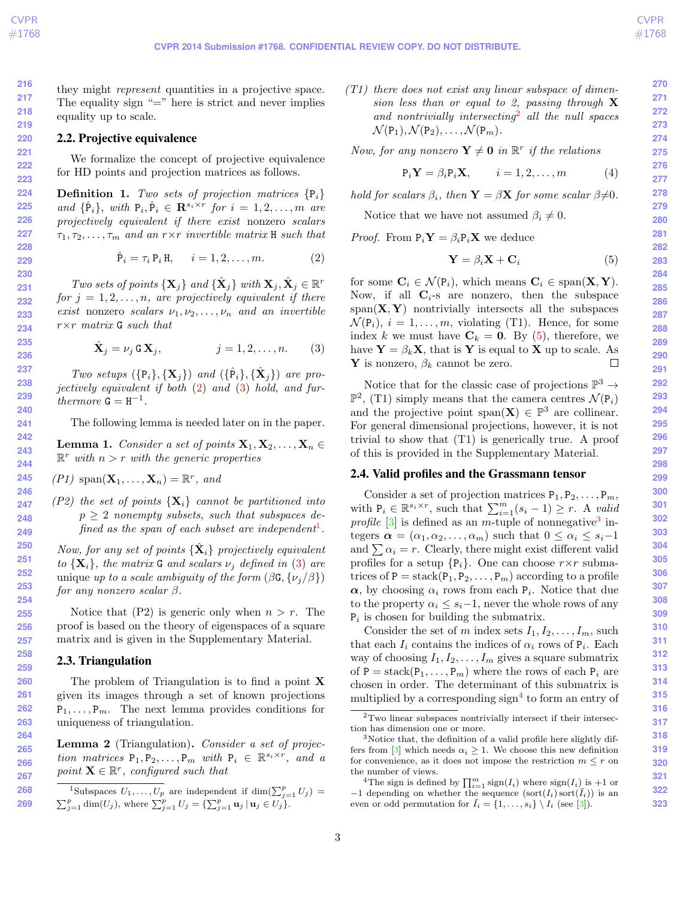they might *represent* quantities in a projective space. The equality sign "=" here is strict and never implies equality up to scale.

### 2.2. Projective equivalence

We formalize the concept of projective equivalence for HD points and projection matrices as follows.

**Definition 1.** *Two sets of projection matrices* $\{\mathtt{P}_i\}$ *and* $\{\hat{\mathtt{P}}_i\}$*, with* $\mathtt{P}_i, \hat{\mathtt{P}}_i \in \mathbf{R}^{s_i \times r}$ *for* $i = 1, 2, \ldots, m$ *are projectively equivalent if there exist* nonzero *scalars* $\tau_1, \tau_2, \ldots, \tau_m$ *and an* $r{\times}r$ *invertible matrix* $\mathtt{H}$ *such that*

$$\hat{\mathtt{P}}_i = \tau_i \, \mathtt{P}_i \, \mathtt{H}, \qquad i = 1, 2, \ldots, m. \tag{2}$$

*Two sets of points* $\{\mathbf{X}_j\}$ *and* $\{\hat{\mathbf{X}}_j\}$ *with* $\mathbf{X}_j, \hat{\mathbf{X}}_j \in \mathbb{R}^r$ *for* $j = 1, 2, \ldots, n$*, are projectively equivalent if there exist* nonzero *scalars* $\nu_1, \nu_2, \ldots, \nu_n$ *and an invertible* $r{\times}r$ *matrix* $\mathtt{G}$ *such that*

$$\hat{\mathbf{X}}_j = \nu_j \, \mathtt{G} \, \mathbf{X}_j, \qquad j = 1, 2, \ldots, n. \tag{3}$$

*Two setups* $(\{\mathtt{P}_i\}, \{\mathbf{X}_j\})$ *and* $(\{\hat{\mathtt{P}}_i\}, \{\hat{\mathbf{X}}_j\})$ *are projectively equivalent if both* (2) *and* (3) *hold, and furthermore* $\mathtt{G} = \mathtt{H}^{-1}$.

The following lemma is needed later on in the paper.

**Lemma 1.** *Consider a set of points* $\mathbf{X}_1, \mathbf{X}_2, \ldots, \mathbf{X}_n \in \mathbb{R}^r$ *with* $n > r$ *with the generic properties*

- *(P1)* $\mathrm{span}(\mathbf{X}_1, \ldots, \mathbf{X}_n) = \mathbb{R}^r$*, and*
- *(P2) the set of points* $\{\mathbf{X}_i\}$ *cannot be partitioned into* $p \geq 2$ *nonempty subsets, such that subspaces defined as the span of each subset are independent*[1].

*Now, for any set of points* $\{\hat{\mathbf{X}}_i\}$ *projectively equivalent to* $\{\mathbf{X}_i\}$*, the matrix* $\mathtt{G}$ *and scalars* $\nu_j$ *defined in* (3) *are* unique *up to a scale ambiguity of the form* $(\beta \mathtt{G}, \{\nu_j/\beta\})$ *for any nonzero scalar* $\beta$.

Notice that (P2) is generic only when $n > r$. The proof is based on the theory of eigenspaces of a square matrix and is given in the Supplementary Material.

### 2.3. Triangulation

The problem of Triangulation is to find a point $\mathbf{X}$ given its images through a set of known projections $\mathtt{P}_1, \ldots, \mathtt{P}_m$. The next lemma provides conditions for uniqueness of triangulation.

**Lemma 2** (Triangulation). *Consider a set of projection matrices* $\mathtt{P}_1, \mathtt{P}_2, \ldots, \mathtt{P}_m$ *with* $\mathtt{P}_i \in \mathbb{R}^{s_i \times r}$*, and a point* $\mathbf{X} \in \mathbb{R}^r$*, configured such that*

- *(T1) there does not exist any linear subspace of dimension less than or equal to 2, passing through* $\mathbf{X}$ *and nontrivially intersecting*[2] *all the null spaces* $\mathcal{N}(\mathtt{P}_1), \mathcal{N}(\mathtt{P}_2), \ldots, \mathcal{N}(\mathtt{P}_m)$.

*Now, for any nonzero* $\mathbf{Y} \neq \mathbf{0}$ *in* $\mathbb{R}^r$ *if the relations*

$$\mathtt{P}_i \mathbf{Y} = \beta_i \mathtt{P}_i \mathbf{X}, \qquad i = 1, 2, \ldots, m \tag{4}$$

*hold for scalars* $\beta_i$*, then* $\mathbf{Y} = \beta \mathbf{X}$ *for some scalar* $\beta \neq 0$.

Notice that we have not assumed $\beta_i \neq 0$.

*Proof.* From $\mathtt{P}_i \mathbf{Y} = \beta_i \mathtt{P}_i \mathbf{X}$ we deduce

$$\mathbf{Y} = \beta_i \mathbf{X} + \mathbf{C}_i \tag{5}$$

for some $\mathbf{C}_i \in \mathcal{N}(\mathtt{P}_i)$, which means $\mathbf{C}_i \in \mathrm{span}(\mathbf{X}, \mathbf{Y})$. Now, if all $\mathbf{C}_i$-s are nonzero, then the subspace $\mathrm{span}(\mathbf{X}, \mathbf{Y})$ nontrivially intersects all the subspaces $\mathcal{N}(\mathtt{P}_i)$, $i = 1, \ldots, m$, violating (T1). Hence, for some index $k$ we must have $\mathbf{C}_k = \mathbf{0}$. By (5), therefore, we have $\mathbf{Y} = \beta_k \mathbf{X}$, that is $\mathbf{Y}$ is equal to $\mathbf{X}$ up to scale. As $\mathbf{Y}$ is nonzero, $\beta_k$ cannot be zero. □

Notice that for the classic case of projections $\mathbb{P}^3 \to \mathbb{P}^2$, (T1) simply means that the camera centres $\mathcal{N}(\mathtt{P}_i)$ and the projective point $\mathrm{span}(\mathbf{X}) \in \mathbb{P}^3$ are collinear. For general dimensional projections, however, it is not trivial to show that (T1) is generically true. A proof of this is provided in the Supplementary Material.

### 2.4. Valid profiles and the Grassmann tensor

Consider a set of projection matrices $\mathtt{P}_1, \mathtt{P}_2, \ldots, \mathtt{P}_m$, with $\mathtt{P}_i \in \mathbb{R}^{s_i \times r}$, such that $\sum_{i=1}^m (s_i - 1) \geq r$. A *valid profile* [3] is defined as an $m$-tuple of nonnegative[3] integers $\boldsymbol{\alpha} = (\alpha_1, \alpha_2, \ldots, \alpha_m)$ such that $0 \leq \alpha_i \leq s_i - 1$ and $\sum \alpha_i = r$. Clearly, there might exist different valid profiles for a setup $\{\mathtt{P}_i\}$. One can choose $r{\times}r$ submatrices of $\mathtt{P} = \mathrm{stack}(\mathtt{P}_1, \mathtt{P}_2, \ldots, \mathtt{P}_m)$ according to a profile $\boldsymbol{\alpha}$, by choosing $\alpha_i$ rows from each $\mathtt{P}_i$. Notice that due to the property $\alpha_i \leq s_i - 1$, never the whole rows of any $\mathtt{P}_i$ is chosen for building the submatrix.

Consider the set of $m$ index sets $I_1, I_2, \ldots, I_m$, such that each $I_i$ contains the indices of $\alpha_i$ rows of $\mathtt{P}_i$. Each way of choosing $I_1, I_2, \ldots, I_m$ gives a square submatrix of $\mathtt{P} = \mathrm{stack}(\mathtt{P}_1, \ldots, \mathtt{P}_m)$ where the rows of each $\mathtt{P}_i$ are chosen in order. The determinant of this submatrix is multiplied by a corresponding sign[4] to form an entry of

---

[1] Subspaces $U_1, \ldots, U_p$ are independent if $\dim(\sum_{j=1}^p U_j) = \sum_{j=1}^p \dim(U_j)$, where $\sum_{j=1}^p U_j = \{\sum_{j=1}^p \mathbf{u}_j \mid \mathbf{u}_j \in U_j\}$.

[2] Two linear subspaces nontrivially intersect if their intersection has dimension one or more.

[3] Notice that, the definition of a valid profile here slightly differs from [3] which needs $\alpha_i \geq 1$. We choose this new definition for convenience, as it does not impose the restriction $m \leq r$ on the number of views.

[4] The sign is defined by $\prod_{i=1}^m \mathrm{sign}(I_i)$ where $\mathrm{sign}(I_i)$ is +1 or −1 depending on whether the sequence $(\mathrm{sort}(I_i)\,\mathrm{sort}(\bar{I}_i))$ is an even or odd permutation for $\bar{I}_i = \{1, \ldots, s_i\} \setminus I_i$ (see [3]).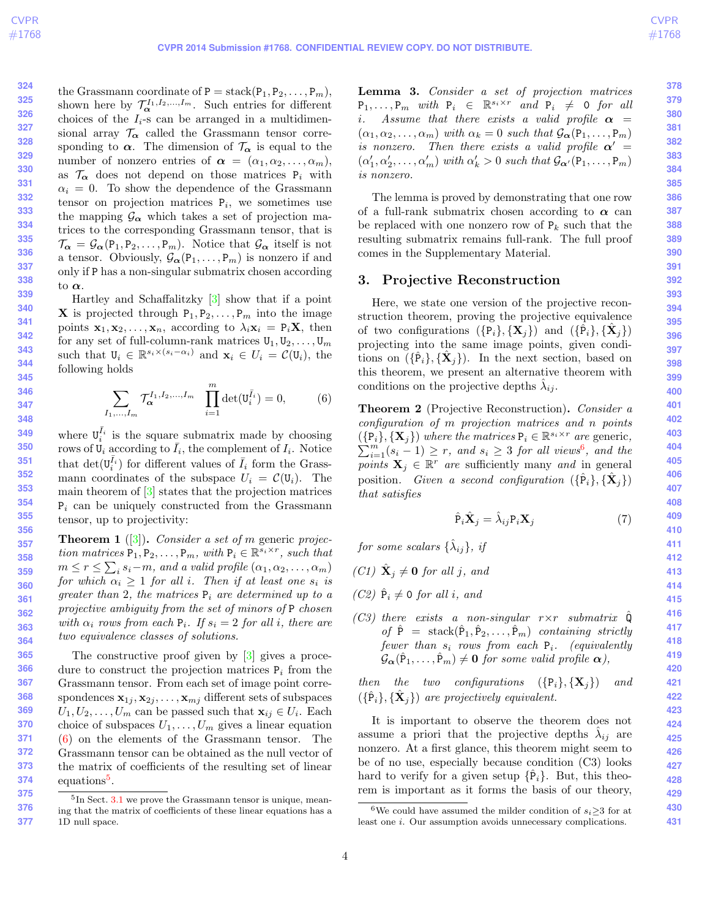the Grassmann coordinate of $\mathtt{P} = \mathrm{stack}(\mathtt{P}_1, \mathtt{P}_2, \ldots, \mathtt{P}_m)$, shown here by $\mathcal{T}_{\boldsymbol{\alpha}}^{I_1, I_2, \ldots, I_m}$. Such entries for different choices of the $I_i$-s can be arranged in a multidimensional array $\mathcal{T}_{\boldsymbol{\alpha}}$ called the Grassmann tensor corresponding to $\boldsymbol{\alpha}$. The dimension of $\mathcal{T}_{\boldsymbol{\alpha}}$ is equal to the number of nonzero entries of $\boldsymbol{\alpha} = (\alpha_1, \alpha_2, \ldots, \alpha_m)$, as $\mathcal{T}_{\boldsymbol{\alpha}}$ does not depend on those matrices $\mathtt{P}_i$ with $\alpha_i = 0$. To show the dependence of the Grassmann tensor on projection matrices $\mathtt{P}_i$, we sometimes use the mapping $\mathcal{G}_{\boldsymbol{\alpha}}$ which takes a set of projection matrices to the corresponding Grassmann tensor, that is $\mathcal{T}_{\boldsymbol{\alpha}} = \mathcal{G}_{\boldsymbol{\alpha}}(\mathtt{P}_1, \mathtt{P}_2, \ldots, \mathtt{P}_m)$. Notice that $\mathcal{G}_{\boldsymbol{\alpha}}$ itself is not a tensor. Obviously, $\mathcal{G}_{\boldsymbol{\alpha}}(\mathtt{P}_1, \ldots, \mathtt{P}_m)$ is nonzero if and only if $\mathtt{P}$ has a non-singular submatrix chosen according to $\boldsymbol{\alpha}$.

Hartley and Schaffalitzky [3] show that if a point $\mathbf{X}$ is projected through $\mathtt{P}_1, \mathtt{P}_2, \ldots, \mathtt{P}_m$ into the image points $\mathbf{x}_1, \mathbf{x}_2, \ldots, \mathbf{x}_n$, according to $\lambda_i \mathbf{x}_i = \mathtt{P}_i \mathbf{X}$, then for any set of full-column-rank matrices $\mathtt{U}_1, \mathtt{U}_2, \ldots, \mathtt{U}_m$ such that $\mathtt{U}_i \in \mathbb{R}^{s_i \times (s_i - \alpha_i)}$ and $\mathbf{x}_i \in U_i = \mathcal{C}(\mathtt{U}_i)$, the following holds

$$\sum_{I_1, \ldots, I_m} \mathcal{T}_{\boldsymbol{\alpha}}^{I_1, I_2, \ldots, I_m} \prod_{i=1}^{m} \det(\mathtt{U}_i^{\bar{I}_i}) = 0, \tag{6}$$

where $\mathtt{U}_i^{\bar{I}_i}$ is the square submatrix made by choosing rows of $\mathtt{U}_i$ according to $\bar{I}_i$, the complement of $I_i$. Notice that $\det(\mathtt{U}_i^{\bar{I}_i})$ for different values of $\bar{I}_i$ form the Grassmann coordinates of the subspace $U_i = \mathcal{C}(\mathtt{U}_i)$. The main theorem of [3] states that the projection matrices $\mathtt{P}_i$ can be uniquely constructed from the Grassmann tensor, up to projectivity:

**Theorem 1** ([3])**.** *Consider a set of $m$ generic projection matrices $\mathtt{P}_1, \mathtt{P}_2, \ldots, \mathtt{P}_m$, with $\mathtt{P}_i \in \mathbb{R}^{s_i \times r}$, such that $m \leq r \leq \sum_i s_i - m$, and a valid profile $(\alpha_1, \alpha_2, \ldots, \alpha_m)$ for which $\alpha_i \geq 1$ for all $i$. Then if at least one $s_i$ is greater than 2, the matrices $\mathtt{P}_i$ are determined up to a projective ambiguity from the set of minors of $\mathtt{P}$ chosen with $\alpha_i$ rows from each $\mathtt{P}_i$. If $s_i = 2$ for all $i$, there are two equivalence classes of solutions.*

The constructive proof given by [3] gives a procedure to construct the projection matrices $\mathtt{P}_i$ from the Grassmann tensor. From each set of image point correspondences $\mathbf{x}_{1j}, \mathbf{x}_{2j}, \ldots, \mathbf{x}_{mj}$ different sets of subspaces $U_1, U_2, \ldots, U_m$ can be passed such that $\mathbf{x}_{ij} \in U_i$. Each choice of subspaces $U_1, U_2, \ldots, U_m$ gives a linear equation (6) on the elements of the Grassmann tensor. The Grassmann tensor can be obtained as the null vector of the matrix of coefficients of the resulting set of linear equations[5].

[5] In Sect. 3.1 we prove the Grassmann tensor is unique, meaning that the matrix of coefficients of these linear equations has a 1D null space.

**Lemma 3.** *Consider a set of projection matrices $\mathtt{P}_1, \ldots, \mathtt{P}_m$ with $\mathtt{P}_i \in \mathbb{R}^{s_i \times r}$ and $\mathtt{P}_i \neq \mathtt{0}$ for all $i$. Assume that there exists a valid profile $\boldsymbol{\alpha} = (\alpha_1, \alpha_2, \ldots, \alpha_m)$ with $\alpha_k = 0$ such that $\mathcal{G}_{\boldsymbol{\alpha}}(\mathtt{P}_1, \ldots, \mathtt{P}_m)$ is nonzero. Then there exists a valid profile $\boldsymbol{\alpha}' = (\alpha'_1, \alpha'_2, \ldots, \alpha'_m)$ with $\alpha'_k > 0$ such that $\mathcal{G}_{\boldsymbol{\alpha}'}(\mathtt{P}_1, \ldots, \mathtt{P}_m)$ is nonzero.*

The lemma is proved by demonstrating that one row of a full-rank submatrix chosen according to $\boldsymbol{\alpha}$ can be replaced with one nonzero row of $\mathtt{P}_k$ such that the resulting submatrix remains full-rank. The full proof comes in the Supplementary Material.

## 3. Projective Reconstruction

Here, we state one version of the projective reconstruction theorem, proving the projective equivalence of two configurations $(\{\mathtt{P}_i\}, \{\mathbf{X}_j\})$ and $(\{\hat{\mathtt{P}}_i\}, \{\hat{\mathbf{X}}_j\})$ projecting into the same image points, given conditions on $(\{\hat{\mathtt{P}}_i\}, \{\hat{\mathbf{X}}_j\})$. In the next section, based on this theorem, we present an alternative theorem with conditions on the projective depths $\hat{\lambda}_{ij}$.

**Theorem 2** (Projective Reconstruction)**.** *Consider a configuration of $m$ projection matrices and $n$ points $(\{\mathtt{P}_i\}, \{\mathbf{X}_j\})$ where the matrices $\mathtt{P}_i \in \mathbb{R}^{s_i \times r}$ are generic, $\sum_{i=1}^{m}(s_i - 1) \geq r$, and $s_i \geq 3$ for all views[6], and the points $\mathbf{X}_j \in \mathbb{R}^r$ are sufficiently many and in general position. Given a second configuration $(\{\hat{\mathtt{P}}_i\}, \{\hat{\mathbf{X}}_j\})$ that satisfies*

$$\hat{\mathtt{P}}_i \hat{\mathbf{X}}_j = \hat{\lambda}_{ij} \mathtt{P}_i \mathbf{X}_j \tag{7}$$

*for some scalars $\{\hat{\lambda}_{ij}\}$, if*

- *(C1) $\hat{\mathbf{X}}_j \neq \mathbf{0}$ for all $j$, and*
- *(C2) $\hat{\mathtt{P}}_i \neq \mathtt{0}$ for all $i$, and*
- *(C3) there exists a non-singular $r \times r$ submatrix $\hat{\mathtt{Q}}$ of $\hat{\mathtt{P}} = \mathrm{stack}(\hat{\mathtt{P}}_1, \hat{\mathtt{P}}_2, \ldots, \hat{\mathtt{P}}_m)$ containing strictly fewer than $s_i$ rows from each $\mathtt{P}_i$. (equivalently $\mathcal{G}_{\boldsymbol{\alpha}}(\hat{\mathtt{P}}_1, \ldots, \hat{\mathtt{P}}_m) \neq \mathbf{0}$ for some valid profile $\boldsymbol{\alpha}$),*

*then the two configurations $(\{\mathtt{P}_i\}, \{\mathbf{X}_j\})$ and $(\{\hat{\mathtt{P}}_i\}, \{\hat{\mathbf{X}}_j\})$ are projectively equivalent.*

It is important to observe the theorem does not assume a priori that the projective depths $\hat{\lambda}_{ij}$ are nonzero. At a first glance, this theorem might seem to be of no use, especially because condition (C3) looks hard to verify for a given setup $\{\hat{\mathtt{P}}_i\}$. But, this theorem is important as it forms the basis of our theory,

[6] We could have assumed the milder condition of $s_i \geq 3$ for at least one $i$. Our assumption avoids unnecessary complications.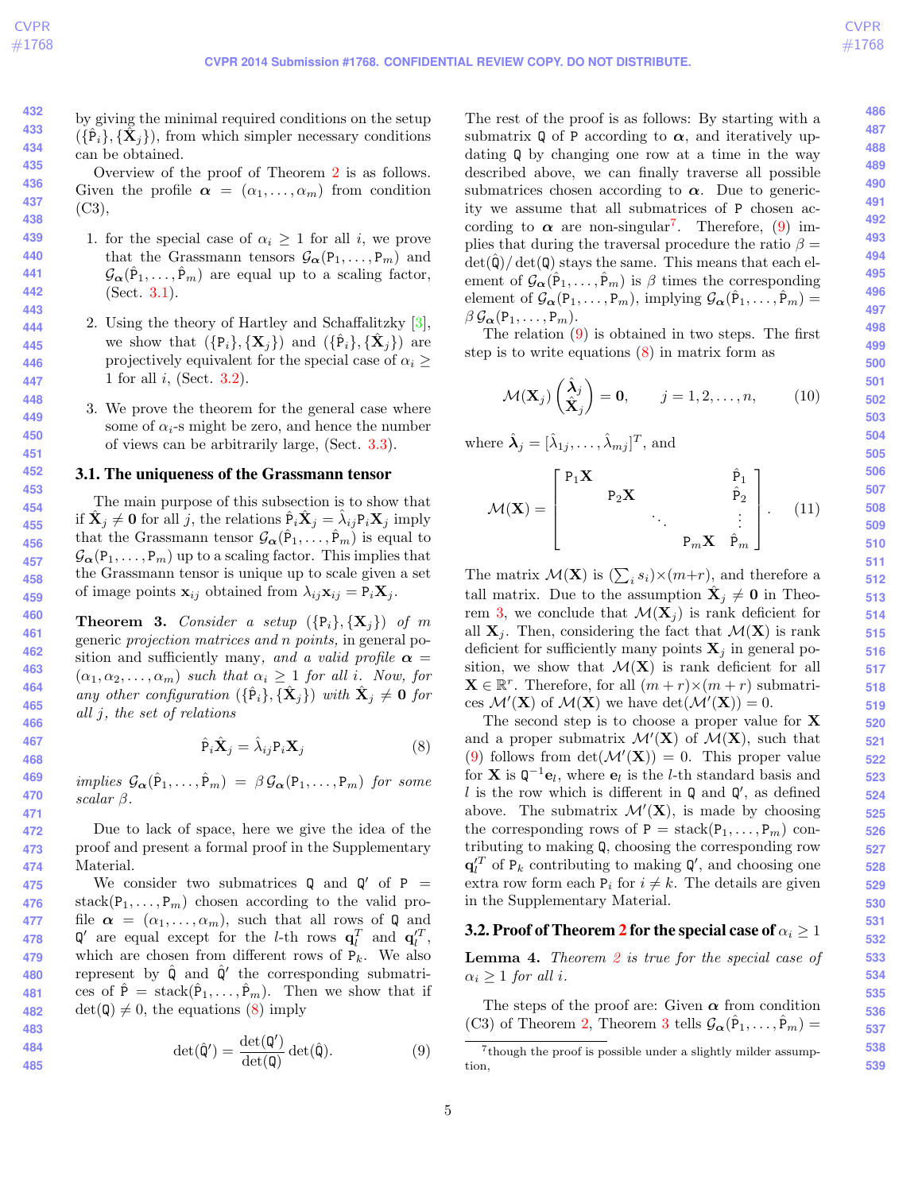by giving the minimal required conditions on the setup $(\{\hat{\mathtt{P}}_i\}, \{\hat{\mathbf{X}}_j\})$, from which simpler necessary conditions can be obtained.

Overview of the proof of Theorem 2 is as follows. Given the profile $\boldsymbol{\alpha} = (\alpha_1, \ldots, \alpha_m)$ from condition (C3),

1. for the special case of $\alpha_i \geq 1$ for all $i$, we prove that the Grassmann tensors $\mathcal{G}_{\boldsymbol{\alpha}}(\mathtt{P}_1, \ldots, \mathtt{P}_m)$ and $\mathcal{G}_{\boldsymbol{\alpha}}(\hat{\mathtt{P}}_1, \ldots, \hat{\mathtt{P}}_m)$ are equal up to a scaling factor, (Sect. 3.1).
2. Using the theory of Hartley and Schaffalitzky [3], we show that $(\{\mathtt{P}_i\}, \{\mathbf{X}_j\})$ and $(\{\hat{\mathtt{P}}_i\}, \{\hat{\mathbf{X}}_j\})$ are projectively equivalent for the special case of $\alpha_i \geq 1$ for all $i$, (Sect. 3.2).
3. We prove the theorem for the general case where some of $\alpha_i$-s might be zero, and hence the number of views can be arbitrarily large, (Sect. 3.3).

### 3.1. The uniqueness of the Grassmann tensor

The main purpose of this subsection is to show that if $\hat{\mathbf{X}}_j \neq \mathbf{0}$ for all $j$, the relations $\hat{\mathtt{P}}_i \hat{\mathbf{X}}_j = \hat{\lambda}_{ij} \mathtt{P}_i \mathbf{X}_j$ imply that the Grassmann tensor $\mathcal{G}_{\boldsymbol{\alpha}}(\hat{\mathtt{P}}_1, \ldots, \hat{\mathtt{P}}_m)$ is equal to $\mathcal{G}_{\boldsymbol{\alpha}}(\mathtt{P}_1, \ldots, \mathtt{P}_m)$ up to a scaling factor. This implies that the Grassmann tensor is unique up to scale given a set of image points $\mathbf{x}_{ij}$ obtained from $\lambda_{ij}\mathbf{x}_{ij} = \mathtt{P}_i \mathbf{X}_j$.

**Theorem 3.** *Consider a setup $(\{\mathtt{P}_i\}, \{\mathbf{X}_j\})$ of $m$ generic projection matrices and $n$ points, in general position and sufficiently many, and a valid profile $\boldsymbol{\alpha} = (\alpha_1, \alpha_2, \ldots, \alpha_m)$ such that $\alpha_i \geq 1$ for all $i$. Now, for any other configuration $(\{\hat{\mathtt{P}}_i\}, \{\hat{\mathbf{X}}_j\})$ with $\hat{\mathbf{X}}_j \neq \mathbf{0}$ for all $j$, the set of relations*

$$\hat{\mathtt{P}}_i \hat{\mathbf{X}}_j = \hat{\lambda}_{ij} \mathtt{P}_i \mathbf{X}_j \tag{8}$$

*implies $\mathcal{G}_{\boldsymbol{\alpha}}(\hat{\mathtt{P}}_1, \ldots, \hat{\mathtt{P}}_m) = \beta\, \mathcal{G}_{\boldsymbol{\alpha}}(\mathtt{P}_1, \ldots, \mathtt{P}_m)$ for some scalar $\beta$.*

Due to lack of space, here we give the idea of the proof and present a formal proof in the Supplementary Material.

We consider two submatrices $\mathtt{Q}$ and $\mathtt{Q}'$ of $\mathtt{P} = \mathrm{stack}(\mathtt{P}_1, \ldots, \mathtt{P}_m)$ chosen according to the valid profile $\boldsymbol{\alpha} = (\alpha_1, \ldots, \alpha_m)$, such that all rows of $\mathtt{Q}$ and $\mathtt{Q}'$ are equal except for the $l$-th rows $\mathbf{q}_l^T$ and $\mathbf{q}_l'^T$, which are chosen from different rows of $\mathtt{P}_k$. We also represent by $\hat{\mathtt{Q}}$ and $\hat{\mathtt{Q}}'$ the corresponding submatrices of $\hat{\mathtt{P}} = \mathrm{stack}(\hat{\mathtt{P}}_1, \ldots, \hat{\mathtt{P}}_m)$. Then we show that if $\det(\mathtt{Q}) \neq 0$, the equations (8) imply

$$\det(\hat{\mathtt{Q}}') = \frac{\det(\mathtt{Q}')}{\det(\mathtt{Q})} \det(\hat{\mathtt{Q}}). \tag{9}$$

The rest of the proof is as follows: By starting with a submatrix $\mathtt{Q}$ of $\mathtt{P}$ according to $\boldsymbol{\alpha}$, and iteratively updating $\mathtt{Q}$ by changing one row at a time in the way described above, we can finally traverse all possible submatrices chosen according to $\boldsymbol{\alpha}$. Due to genericity we assume that all submatrices of $\mathtt{P}$ chosen according to $\boldsymbol{\alpha}$ are non-singular[7]. Therefore, (9) implies that during the traversal procedure the ratio $\beta = \det(\hat{\mathtt{Q}})/\det(\mathtt{Q})$ stays the same. This means that each element of $\mathcal{G}_{\boldsymbol{\alpha}}(\hat{\mathtt{P}}_1, \ldots, \hat{\mathtt{P}}_m)$ is $\beta$ times the corresponding element of $\mathcal{G}_{\boldsymbol{\alpha}}(\mathtt{P}_1, \ldots, \mathtt{P}_m)$, implying $\mathcal{G}_{\boldsymbol{\alpha}}(\hat{\mathtt{P}}_1, \ldots, \hat{\mathtt{P}}_m) = \beta\, \mathcal{G}_{\boldsymbol{\alpha}}(\mathtt{P}_1, \ldots, \mathtt{P}_m)$.

The relation (9) is obtained in two steps. The first step is to write equations (8) in matrix form as

$$\mathcal{M}(\mathbf{X}_j) \begin{pmatrix} \hat{\boldsymbol{\lambda}}_j \\ \hat{\mathbf{X}}_j \end{pmatrix} = \mathbf{0}, \qquad j = 1, 2, \ldots, n, \tag{10}$$

where $\hat{\boldsymbol{\lambda}}_j = [\hat{\lambda}_{1j}, \ldots, \hat{\lambda}_{mj}]^T$, and

$$\mathcal{M}(\mathbf{X}) = \begin{bmatrix} \mathtt{P}_1\mathbf{X} & & & & \hat{\mathtt{P}}_1 \\ & \mathtt{P}_2\mathbf{X} & & & \hat{\mathtt{P}}_2 \\ & & \ddots & & \vdots \\ & & & \mathtt{P}_m\mathbf{X} & \hat{\mathtt{P}}_m \end{bmatrix}. \tag{11}$$

The matrix $\mathcal{M}(\mathbf{X})$ is $(\sum_i s_i) \times (m+r)$, and therefore a tall matrix. Due to the assumption $\hat{\mathbf{X}}_j \neq \mathbf{0}$ in Theorem 3, we conclude that $\mathcal{M}(\mathbf{X}_j)$ is rank deficient for all $\mathbf{X}_j$. Then, considering the fact that $\mathcal{M}(\mathbf{X})$ is rank deficient for sufficiently many points $\mathbf{X}_j$ in general position, we show that $\mathcal{M}(\mathbf{X})$ is rank deficient for all $\mathbf{X} \in \mathbb{R}^r$. Therefore, for all $(m+r) \times (m+r)$ submatrices $\mathcal{M}'(\mathbf{X})$ of $\mathcal{M}(\mathbf{X})$ we have $\det(\mathcal{M}'(\mathbf{X})) = 0$.

The second step is to choose a proper value for $\mathbf{X}$ and a proper submatrix $\mathcal{M}'(\mathbf{X})$ of $\mathcal{M}(\mathbf{X})$, such that (9) follows from $\det(\mathcal{M}'(\mathbf{X})) = 0$. This proper value for $\mathbf{X}$ is $\mathtt{Q}^{-1}\mathbf{e}_l$, where $\mathbf{e}_l$ is the $l$-th standard basis and $l$ is the row which is different in $\mathtt{Q}$ and $\mathtt{Q}'$, as defined above. The submatrix $\mathcal{M}'(\mathbf{X})$, is made by choosing the corresponding rows of $\mathtt{P} = \mathrm{stack}(\mathtt{P}_1, \ldots, \mathtt{P}_m)$ contributing to making $\mathtt{Q}$, choosing the corresponding row $\mathbf{q}_l'^T$ of $\mathtt{P}_k$ contributing to making $\mathtt{Q}'$, and choosing one extra row form each $\mathtt{P}_i$ for $i \neq k$. The details are given in the Supplementary Material.

### 3.2. Proof of Theorem 2 for the special case of $\alpha_i \geq 1$

**Lemma 4.** *Theorem 2 is true for the special case of $\alpha_i \geq 1$ for all $i$.*

The steps of the proof are: Given $\boldsymbol{\alpha}$ from condition (C3) of Theorem 2, Theorem 3 tells $\mathcal{G}_{\boldsymbol{\alpha}}(\hat{\mathtt{P}}_1, \ldots, \hat{\mathtt{P}}_m) =$

[7] though the proof is possible under a slightly milder assumption,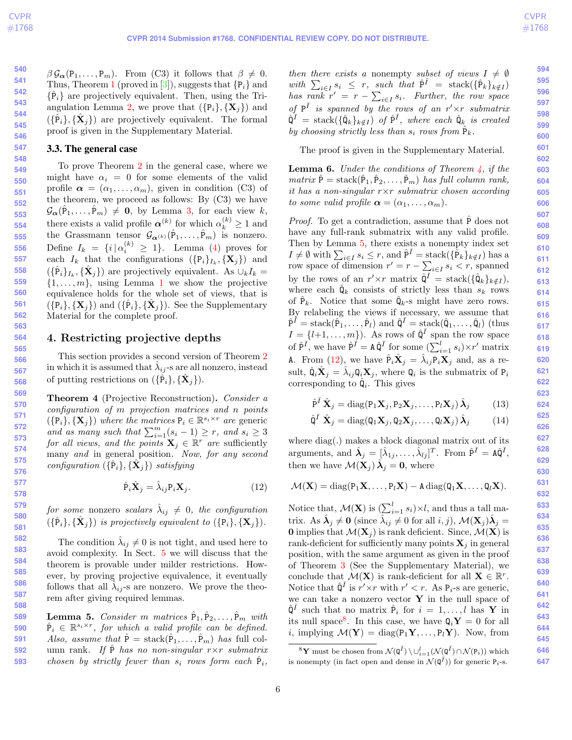$\beta\,\mathcal{G}_{\boldsymbol{\alpha}}(\mathtt{P}_1,\ldots,\mathtt{P}_m)$. From (C3) it follows that $\beta \neq 0$. Thus, Theorem 1 (proved in [3]), suggests that $\{\mathtt{P}_i\}$ and $\{\hat{\mathtt{P}}_i\}$ are projectively equivalent. Then, using the Triangulation Lemma 2, we prove that $(\{\mathtt{P}_i\},\{\mathbf{X}_j\})$ and $(\{\hat{\mathtt{P}}_i\},\{\mathbf{X}_j\})$ are projectively equivalent. The formal proof is given in the Supplementary Material.

### 3.3. The general case

To prove Theorem 2 in the general case, where we might have $\alpha_i = 0$ for some elements of the valid profile $\boldsymbol{\alpha} = (\alpha_1,\ldots,\alpha_m)$, given in condition (C3) of the theorem, we proceed as follows: By (C3) we have $\mathcal{G}_{\boldsymbol{\alpha}}(\hat{\mathtt{P}}_1,\ldots,\hat{\mathtt{P}}_m) \neq \mathbf{0}$, by Lemma 3, for each view $k$, there exists a valid profile $\boldsymbol{\alpha}^{(k)}$ for which $\alpha_k^{(k)} \geq 1$ and the Grassmann tensor $\mathcal{G}_{\boldsymbol{\alpha}^{(k)}}(\hat{\mathtt{P}}_1,\ldots,\hat{\mathtt{P}}_m)$ is nonzero. Define $I_k = \{i \,|\, \alpha_i^{(k)} \geq 1\}$. Lemma (4) proves for each $I_k$ that the configurations $(\{\mathtt{P}_i\}_{I_k},\{\mathbf{X}_j\})$ and $(\{\hat{\mathtt{P}}_i\}_{I_k},\{\hat{\mathbf{X}}_j\})$ are projectively equivalent. As $\cup_k I_k = \{1,\ldots,m\}$, using Lemma 1 we show the projective equivalence holds for the whole set of views, that is $(\{\mathtt{P}_i\},\{\mathbf{X}_j\})$ and $(\{\hat{\mathtt{P}}_i\},\{\hat{\mathbf{X}}_j\})$. See the Supplementary Material for the complete proof.

## 4. Restricting projective depths

This section provides a second version of Theorem 2 in which it is assumed that $\hat{\lambda}_{ij}$-s are all nonzero, instead of putting restrictions on $(\{\hat{\mathtt{P}}_i\},\{\hat{\mathbf{X}}_j\})$.

**Theorem 4** (Projective Reconstruction). *Consider a configuration of $m$ projection matrices and $n$ points $(\{\mathtt{P}_i\},\{\mathbf{X}_j\})$ where the matrices $\mathtt{P}_i \in \mathbb{R}^{s_i\times r}$ are generic and as many such that $\sum_{i=1}^{m}(s_i-1) \geq r$, and $s_i \geq 3$ for all views, and the points $\mathbf{X}_j \in \mathbb{R}^r$ are sufficiently many and in general position. Now, for any second configuration $(\{\hat{\mathtt{P}}_i\},\{\hat{\mathbf{X}}_j\})$ satisfying*

$$\hat{\mathtt{P}}_i\hat{\mathbf{X}}_j = \hat{\lambda}_{ij}\mathtt{P}_i\mathbf{X}_j. \tag{12}$$

*for some nonzero scalars $\hat{\lambda}_{ij} \neq 0$, the configuration $(\{\hat{\mathtt{P}}_i\},\{\hat{\mathbf{X}}_j\})$ is projectively equivalent to $(\{\mathtt{P}_i\},\{\mathbf{X}_j\})$.*

The condition $\hat{\lambda}_{ij} \neq 0$ is not tight, and used here to avoid complexity. In Sect. 5 we will discuss that the theorem is provable under milder restrictions. However, by proving projective equivalence, it eventually follows that all $\hat{\lambda}_{ij}$-s are nonzero. We prove the theorem after giving required lemmas.

**Lemma 5.** *Consider $m$ matrices $\hat{\mathtt{P}}_1,\hat{\mathtt{P}}_2,\ldots,\hat{\mathtt{P}}_m$ with $\hat{\mathtt{P}}_i \in \mathbb{R}^{s_i\times r}$, for which a valid profile can be defined. Also, assume that $\hat{\mathtt{P}} = \mathrm{stack}(\hat{\mathtt{P}}_1,\ldots,\hat{\mathtt{P}}_m)$ has full column rank. If $\hat{\mathtt{P}}$ has no non-singular $r\times r$ submatrix chosen by strictly fewer than $s_i$ rows form each $\hat{\mathtt{P}}_i$, then there exists a nonempty subset of views $I \neq \emptyset$ with $\sum_{i\in I} s_i \leq r$, such that $\hat{\mathtt{P}}^{\bar{I}} = \mathrm{stack}(\{\hat{\mathtt{P}}_k\}_{k\notin I})$ has rank $r' = r - \sum_{i\in I} s_i$. Further, the row space of $\mathtt{P}^{\bar{I}}$ is spanned by the rows of an $r'\times r$ submatrix $\hat{\mathtt{Q}}^{\bar{I}} = \mathrm{stack}(\{\hat{\mathtt{Q}}_k\}_{k\notin I})$ of $\hat{\mathtt{P}}^{\bar{I}}$, where each $\hat{\mathtt{Q}}_k$ is created by choosing strictly less than $s_i$ rows from $\hat{\mathtt{P}}_k$.*

The proof is given in the Supplementary Material.

**Lemma 6.** *Under the conditions of Theorem 4, if the matrix $\hat{\mathtt{P}} = \mathrm{stack}(\hat{\mathtt{P}}_1,\hat{\mathtt{P}}_2,\ldots,\hat{\mathtt{P}}_m)$ has full column rank, it has a non-singular $r\times r$ submatrix chosen according to some valid profile $\boldsymbol{\alpha} = (\alpha_1,\ldots,\alpha_m)$.*

*Proof.* To get a contradiction, assume that $\hat{\mathtt{P}}$ does not have any full-rank submatrix with any valid profile. Then by Lemma 5, there exists a nonempty index set $I \neq \emptyset$ with $\sum_{i\in I} s_i \leq r$, and $\hat{\mathtt{P}}^{\bar{I}} = \mathrm{stack}(\{\hat{\mathtt{P}}_k\}_{k\notin I})$ has a row space of dimension $r' = r - \sum_{i\in I} s_i < r$, spanned by the rows of an $r'\times r$ matrix $\hat{\mathtt{Q}}^{\bar{I}} = \mathrm{stack}(\{\hat{\mathtt{Q}}_k\}_{k\notin I})$, where each $\hat{\mathtt{Q}}_k$ consists of strictly less than $s_k$ rows of $\hat{\mathtt{P}}_k$. Notice that some $\hat{\mathtt{Q}}_k$-s might have zero rows. By relabeling the views if necessary, we assume that $\hat{\mathtt{P}}^{\bar{I}} = \mathrm{stack}(\hat{\mathtt{P}}_1,\ldots,\hat{\mathtt{P}}_l)$ and $\hat{\mathtt{Q}}^{\bar{I}} = \mathrm{stack}(\hat{\mathtt{Q}}_1,\ldots,\hat{\mathtt{Q}}_l)$ (thus $I = \{l{+}1,\ldots,m\}$). As rows of $\hat{\mathtt{Q}}^{\bar{I}}$ span the row space of $\hat{\mathtt{P}}^{\bar{I}}$, we have $\hat{\mathtt{P}}^{\bar{I}} = \mathtt{A}\,\hat{\mathtt{Q}}^{\bar{I}}$ for some $(\sum_{i=1}^{l} s_i)\times r'$ matrix $\mathtt{A}$. From (12), we have $\hat{\mathtt{P}}_i\hat{\mathbf{X}}_j = \hat{\lambda}_{ij}\mathtt{P}_i\mathbf{X}_j$ and, as a result, $\hat{\mathtt{Q}}_i\hat{\mathbf{X}}_j = \hat{\lambda}_{ij}\mathtt{Q}_i\mathbf{X}_j$, where $\mathtt{Q}_i$ is the submatrix of $\mathtt{P}_i$ corresponding to $\hat{\mathtt{Q}}_i$. This gives

$$\hat{\mathtt{P}}^{\bar{I}}\,\hat{\mathbf{X}}_j = \mathrm{diag}(\mathtt{P}_1\mathbf{X}_j,\mathtt{P}_2\mathbf{X}_j,\ldots,\mathtt{P}_l\mathbf{X}_j)\,\hat{\boldsymbol{\lambda}}_j \tag{13}$$

$$\hat{\mathtt{Q}}^{\bar{I}}\,\hat{\mathbf{X}}_j = \mathrm{diag}(\mathtt{Q}_1\mathbf{X}_j,\mathtt{Q}_2\mathbf{X}_j,\ldots,\mathtt{Q}_l\mathbf{X}_j)\,\hat{\boldsymbol{\lambda}}_j \tag{14}$$

where diag(.) makes a block diagonal matrix out of its arguments, and $\hat{\boldsymbol{\lambda}}_j = [\hat{\lambda}_{1j},\ldots,\hat{\lambda}_{lj}]^T$. From $\hat{\mathtt{P}}^{\bar{I}} = \mathtt{A}\hat{\mathtt{Q}}^{\bar{I}}$, then we have $\mathcal{M}(\mathbf{X}_j)\,\hat{\boldsymbol{\lambda}}_j = \mathbf{0}$, where

$$\mathcal{M}(\mathbf{X}) = \mathrm{diag}(\mathtt{P}_1\mathbf{X},\ldots,\mathtt{P}_l\mathbf{X}) - \mathtt{A}\,\mathrm{diag}(\mathtt{Q}_1\mathbf{X},\ldots,\mathtt{Q}_l\mathbf{X}).$$

Notice that, $\mathcal{M}(\mathbf{X})$ is $(\sum_{i=1}^{l} s_i)\times l$, and thus a tall matrix. As $\hat{\boldsymbol{\lambda}}_j \neq \mathbf{0}$ (since $\hat{\lambda}_{ij} \neq 0$ for all $i,j$), $\mathcal{M}(\mathbf{X}_j)\hat{\boldsymbol{\lambda}}_j = \mathbf{0}$ implies that $\mathcal{M}(\mathbf{X}_j)$ is rank deficient. Since, $\mathcal{M}(\mathbf{X})$ is rank-deficient for sufficiently many points $\mathbf{X}_j$ in general position, with the same argument as given in the proof of Theorem 3 (See the Supplementary Material), we conclude that $\mathcal{M}(\mathbf{X})$ is rank-deficient for all $\mathbf{X} \in \mathbb{R}^r$. Notice that $\hat{\mathtt{Q}}^{\bar{I}}$ is $r'\times r$ with $r' < r$. As $\mathtt{P}_i$-s are generic, we can take a nonzero vector $\mathbf{Y}$ in the null space of $\hat{\mathtt{Q}}^{\bar{I}}$ such that no matrix $\hat{\mathtt{P}}_i$ for $i = 1,\ldots,l$ has $\mathbf{Y}$ in its null space[8]. In this case, we have $\mathtt{Q}_i\mathbf{Y} = 0$ for all $i$, implying $\mathcal{M}(\mathbf{Y}) = \mathrm{diag}(\mathtt{P}_1\mathbf{Y},\ldots,\mathtt{P}_l\mathbf{Y})$. Now, from

[8] $\mathbf{Y}$ must be chosen from $\mathcal{N}(\mathtt{Q}^{\bar{I}})\setminus\cup_{i=1}^{l}(\mathcal{N}(\mathtt{Q}^{\bar{I}})\cap\mathcal{N}(\mathtt{P}_i))$ which is nonempty (in fact open and dense in $\mathcal{N}(\mathtt{Q}^{\bar{I}})$) for generic $\mathtt{P}_i$-s.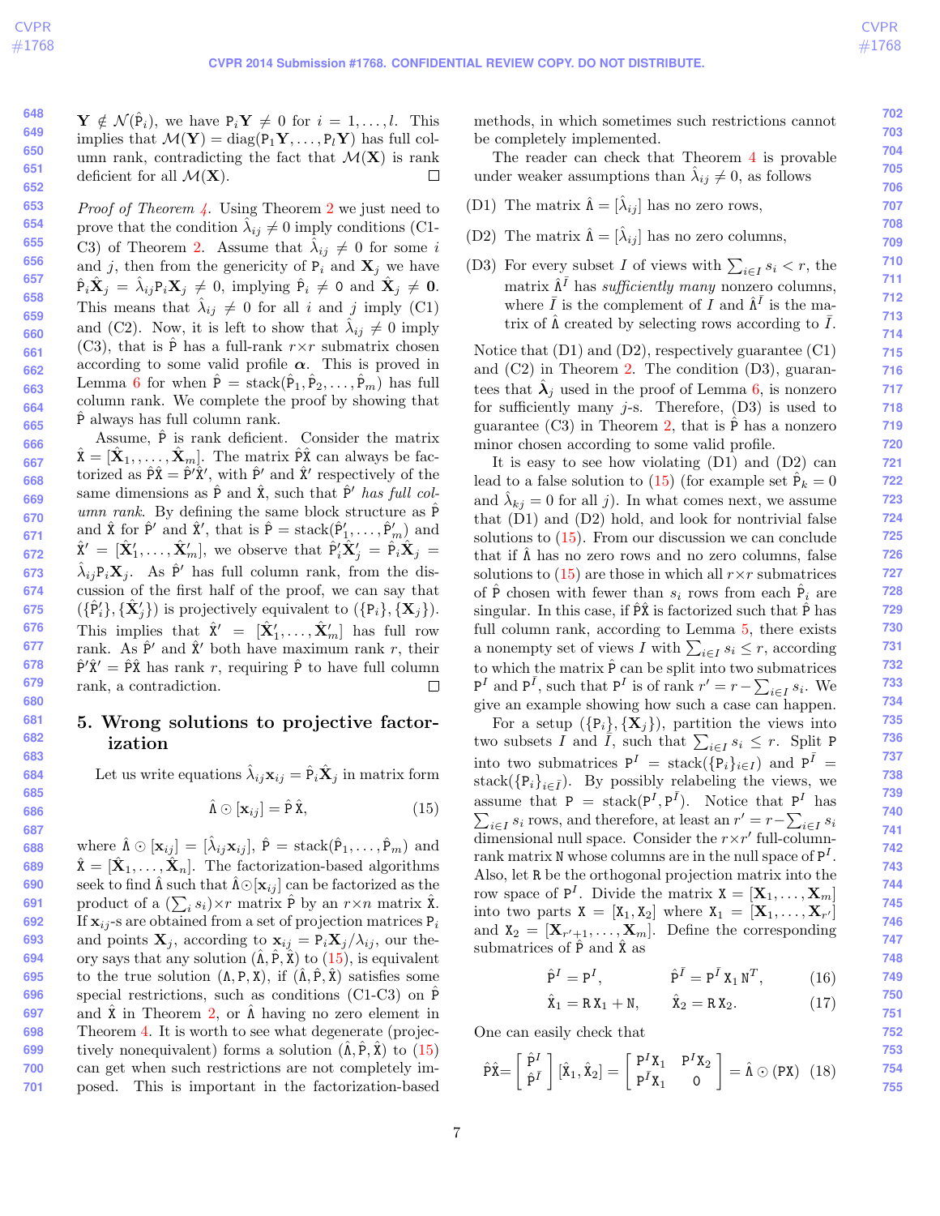$\mathbf{Y} \notin \mathcal{N}(\hat{\mathtt{P}}_i)$, we have $\mathtt{P}_i \mathbf{Y} \neq 0$ for $i = 1, \ldots, l$. This implies that $\mathcal{M}(\mathbf{Y}) = \operatorname{diag}(\mathtt{P}_1 \mathbf{Y}, \ldots, \mathtt{P}_l \mathbf{Y})$ has full column rank, contradicting the fact that $\mathcal{M}(\mathbf{X})$ is rank deficient for all $\mathcal{M}(\mathbf{X})$. □

*Proof of Theorem 4.* Using Theorem 2 we just need to prove that the condition $\hat{\lambda}_{ij} \neq 0$ imply conditions (C1-C3) of Theorem 2. Assume that $\hat{\lambda}_{ij} \neq 0$ for some $i$ and $j$, then from the genericity of $\mathtt{P}_i$ and $\mathbf{X}_j$ we have $\hat{\mathtt{P}}_i \hat{\mathbf{X}}_j = \hat{\lambda}_{ij} \mathtt{P}_i \mathbf{X}_j \neq 0$, implying $\hat{\mathtt{P}}_i \neq \mathtt{0}$ and $\hat{\mathbf{X}}_j \neq \mathbf{0}$. This means that $\hat{\lambda}_{ij} \neq 0$ for all $i$ and $j$ imply (C1) and (C2). Now, it is left to show that $\hat{\lambda}_{ij} \neq 0$ imply (C3), that is $\hat{\mathtt{P}}$ has a full-rank $r \times r$ submatrix chosen according to some valid profile $\boldsymbol{\alpha}$. This is proved in Lemma 6 for when $\hat{\mathtt{P}} = \operatorname{stack}(\hat{\mathtt{P}}_1, \hat{\mathtt{P}}_2, \ldots, \hat{\mathtt{P}}_m)$ has full column rank. We complete the proof by showing that $\hat{\mathtt{P}}$ always has full column rank.

Assume, $\hat{\mathtt{P}}$ is rank deficient. Consider the matrix $\hat{\mathtt{X}} = [\hat{\mathbf{X}}_1, \ldots, \hat{\mathbf{X}}_m]$. The matrix $\hat{\mathtt{P}}\hat{\mathtt{X}}$ can always be factorized as $\hat{\mathtt{P}}\hat{\mathtt{X}} = \hat{\mathtt{P}}'\hat{\mathtt{X}}'$, with $\hat{\mathtt{P}}'$ and $\hat{\mathtt{X}}'$ respectively of the same dimensions as $\hat{\mathtt{P}}$ and $\hat{\mathtt{X}}$, such that $\hat{\mathtt{P}}'$ *has full column rank*. By defining the same block structure as $\hat{\mathtt{P}}$ and $\hat{\mathtt{X}}$ for $\hat{\mathtt{P}}'$ and $\hat{\mathtt{X}}'$, that is $\hat{\mathtt{P}} = \operatorname{stack}(\hat{\mathtt{P}}'_1, \ldots, \hat{\mathtt{P}}'_m)$ and $\hat{\mathtt{X}}' = [\hat{\mathbf{X}}'_1, \ldots, \hat{\mathbf{X}}'_m]$, we observe that $\hat{\mathtt{P}}'_i \hat{\mathbf{X}}'_j = \hat{\mathtt{P}}_i \hat{\mathbf{X}}_j = \hat{\lambda}_{ij} \mathtt{P}_i \mathbf{X}_j$. As $\hat{\mathtt{P}}'$ has full column rank, from the discussion of the first half of the proof, we can say that $(\{\hat{\mathtt{P}}'_i\}, \{\hat{\mathbf{X}}'_j\})$ is projectively equivalent to $(\{\mathtt{P}_i\}, \{\mathbf{X}_j\})$. This implies that $\hat{\mathtt{X}}' = [\hat{\mathbf{X}}'_1, \ldots, \hat{\mathbf{X}}'_m]$ has full row rank. As $\hat{\mathtt{P}}'$ and $\hat{\mathtt{X}}'$ both have maximum rank $r$, their $\hat{\mathtt{P}}'\hat{\mathtt{X}}' = \hat{\mathtt{P}}\hat{\mathtt{X}}$ has rank $r$, requiring $\hat{\mathtt{P}}$ to have full column rank, a contradiction. □

## 5. Wrong solutions to projective factorization

Let us write equations $\hat{\lambda}_{ij} \mathbf{x}_{ij} = \hat{\mathtt{P}}_i \hat{\mathbf{X}}_j$ in matrix form

$$\hat{\Lambda} \odot [\mathbf{x}_{ij}] = \hat{\mathtt{P}}\, \hat{\mathtt{X}}, \tag{15}$$

where $\hat{\Lambda} \odot [\mathbf{x}_{ij}] = [\hat{\lambda}_{ij} \mathbf{x}_{ij}]$, $\hat{\mathtt{P}} = \operatorname{stack}(\hat{\mathtt{P}}_1, \ldots, \hat{\mathtt{P}}_m)$ and $\hat{\mathtt{X}} = [\hat{\mathbf{X}}_1, \ldots, \hat{\mathbf{X}}_n]$. The factorization-based algorithms seek to find $\hat{\Lambda}$ such that $\hat{\Lambda} \odot [\mathbf{x}_{ij}]$ can be factorized as the product of a $(\sum_i s_i) \times r$ matrix $\hat{\mathtt{P}}$ by an $r \times n$ matrix $\hat{\mathtt{X}}$. If $\mathbf{x}_{ij}$-s are obtained from a set of projection matrices $\mathtt{P}_i$ and points $\mathbf{X}_j$, according to $\mathbf{x}_{ij} = \mathtt{P}_i \mathbf{X}_j / \lambda_{ij}$, our theory says that any solution $(\hat{\Lambda}, \hat{\mathtt{P}}, \hat{\mathtt{X}})$ to (15), is equivalent to the true solution $(\Lambda, \mathtt{P}, \mathtt{X})$, if $(\hat{\Lambda}, \hat{\mathtt{P}}, \hat{\mathtt{X}})$ satisfies some special restrictions, such as conditions (C1-C3) on $\hat{\mathtt{P}}$ and $\hat{\mathtt{X}}$ in Theorem 2, or $\hat{\Lambda}$ having no zero element in Theorem 4. It is worth to see what degenerate (projectively nonequivalent) forms a solution $(\hat{\Lambda}, \hat{\mathtt{P}}, \hat{\mathtt{X}})$ to (15) can get when such restrictions are not completely imposed. This is important in the factorization-based methods, in which sometimes such restrictions cannot be completely implemented.

The reader can check that Theorem 4 is provable under weaker assumptions than $\hat{\lambda}_{ij} \neq 0$, as follows

- (D1) The matrix $\hat{\Lambda} = [\hat{\lambda}_{ij}]$ has no zero rows,
- (D2) The matrix $\hat{\Lambda} = [\hat{\lambda}_{ij}]$ has no zero columns,
- (D3) For every subset $I$ of views with $\sum_{i \in I} s_i < r$, the matrix $\hat{\Lambda}^{\bar{I}}$ has *sufficiently* many nonzero columns, where $\bar{I}$ is the complement of $I$ and $\hat{\Lambda}^{\bar{I}}$ is the matrix of $\hat{\Lambda}$ created by selecting rows according to $\bar{I}$.

Notice that (D1) and (D2), respectively guarantee (C1) and (C2) in Theorem 2. The condition (D3), guarantees $\hat{\boldsymbol{\lambda}}_j$ used in the proof of Lemma 6, is nonzero for sufficiently many $j$-s. Therefore, (D3) is used to guarantee (C3) in Theorem 2, that is $\hat{\mathtt{P}}$ has a nonzero minor chosen according to some valid profile.

It is easy to see how violating (D1) and (D2) can lead to a false solution to (15) (for example set $\hat{\mathtt{P}}_k = 0$ and $\hat{\lambda}_{kj} = 0$ for all $j$). In what comes next, we assume that (D1) and (D2) hold, and look for nontrivial false solutions to (15). From our discussion we can conclude that if $\hat{\Lambda}$ has no zero rows and no zero columns, false solutions to (15) are those in which all $r \times r$ submatrices of $\hat{\mathtt{P}}$ chosen with fewer than $s_i$ rows from each $\hat{\mathtt{P}}_i$ are singular. In this case, if $\hat{\mathtt{P}}\hat{\mathtt{X}}$ is factorized such that $\hat{\mathtt{P}}$ has full column rank, according to Lemma 5, there exists a nonempty set of views $I$ with $\sum_{i \in I} s_i \leq r$, according to which the matrix $\hat{\mathtt{P}}$ can be split into two submatrices $\mathtt{P}^I$ and $\mathtt{P}^{\bar{I}}$, such that $\mathtt{P}^I$ is of rank $r' = r - \sum_{i \in I} s_i$. We give an example showing how such a case can happen.

For a setup $(\{\mathtt{P}_i\}, \{\mathbf{X}_j\})$, partition the views into two subsets $I$ and $\bar{I}$, such that $\sum_{i \in I} s_i \leq r$. Split $\mathtt{P}$ into two submatrices $\mathtt{P}^I = \operatorname{stack}(\{\mathtt{P}_i\}_{i \in I})$ and $\mathtt{P}^{\bar{I}} = \operatorname{stack}(\{\mathtt{P}_i\}_{i \in \bar{I}})$. By possibly relabeling the views, we assume that $\mathtt{P} = \operatorname{stack}(\mathtt{P}^I, \mathtt{P}^{\bar{I}})$. Notice that $\mathtt{P}^I$ has $\sum_{i \in I} s_i$ rows, and therefore, at least an $r' = r - \sum_{i \in I} s_i$ dimensional null space. Consider the $r \times r'$ full-column-rank matrix $\mathtt{N}$ whose columns are in the null space of $\mathtt{P}^I$. Also, let $\mathtt{R}$ be the orthogonal projection matrix into the row space of $\mathtt{P}^I$. Divide the matrix $\mathtt{X} = [\mathbf{X}_1, \ldots, \mathbf{X}_m]$ into two parts $\mathtt{X} = [\mathtt{X}_1, \mathtt{X}_2]$ where $\mathtt{X}_1 = [\mathbf{X}_1, \ldots, \mathbf{X}_{r'}]$ and $\mathtt{X}_2 = [\mathbf{X}_{r'+1}, \ldots, \mathbf{X}_m]$. Define the corresponding submatrices of $\hat{\mathtt{P}}$ and $\hat{\mathtt{X}}$ as

$$\hat{\mathtt{P}}^I = \mathtt{P}^I, \qquad \hat{\mathtt{P}}^{\bar{I}} = \mathtt{P}^{\bar{I}}\, \mathtt{X}_1\, \mathtt{N}^T, \tag{16}$$

$$\hat{\mathtt{X}}_1 = \mathtt{R}\, \mathtt{X}_1 + \mathtt{N}, \qquad \hat{\mathtt{X}}_2 = \mathtt{R}\, \mathtt{X}_2. \tag{17}$$

One can easily check that

$$\hat{\mathtt{P}}\hat{\mathtt{X}} = \begin{bmatrix} \hat{\mathtt{P}}^I \\ \hat{\mathtt{P}}^{\bar{I}} \end{bmatrix} [\hat{\mathtt{X}}_1, \hat{\mathtt{X}}_2] = \begin{bmatrix} \mathtt{P}^I \mathtt{X}_1 & \mathtt{P}^I \mathtt{X}_2 \\ \mathtt{P}^{\bar{I}} \mathtt{X}_1 & 0 \end{bmatrix} = \hat{\Lambda} \odot (\mathtt{P}\mathtt{X}) \tag{18}$$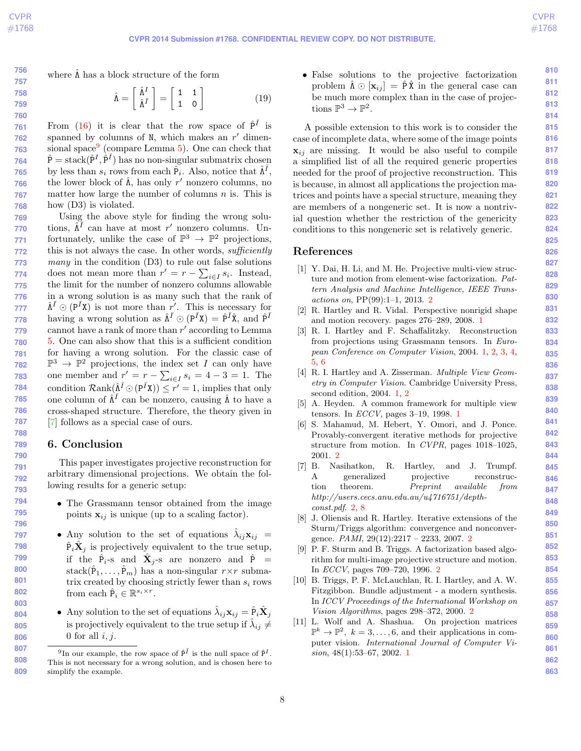where $\hat{\Lambda}$ has a block structure of the form

$$\hat{\Lambda} = \begin{bmatrix} \hat{\Lambda}^I \\ \hat{\Lambda}^{\bar{I}} \end{bmatrix} = \begin{bmatrix} 1 & 1 \\ 1 & 0 \end{bmatrix} \tag{19}$$

From (16) it is clear that the row space of $\hat{\mathtt{P}}^{\bar{I}}$ is spanned by columns of $\mathtt{N}$, which makes an $r'$ dimensional space[9] (compare Lemma 5). One can check that $\hat{\mathtt{P}} = \text{stack}(\hat{\mathtt{P}}^I, \hat{\mathtt{P}}^{\bar{I}})$ has no non-singular submatrix chosen by less than $s_i$ rows from each $\hat{\mathtt{P}}_i$. Also, notice that $\hat{\Lambda}^{\bar{I}}$, the lower block of $\hat{\Lambda}$, has only $r'$ nonzero columns, no matter how large the number of columns $n$ is. This is how (D3) is violated.

Using the above style for finding the wrong solutions, $\hat{\Lambda}^{\bar{I}}$ can have at most $r'$ nonzero columns. Unfortunately, unlike the case of $\mathbb{P}^3 \to \mathbb{P}^2$ projections, this is not always the case. In other words, *sufficiently many* in the condition (D3) to rule out false solutions does not mean more than $r' = r - \sum_{i \in I} s_i$. Instead, the limit for the number of nonzero columns allowable in a wrong solution is as many such that the rank of $\hat{\Lambda}^{\bar{I}} \odot (\mathtt{P}^{\bar{I}}\mathtt{X})$ is not more than $r'$. This is necessary for having a wrong solution as $\hat{\Lambda}^{\bar{I}} \odot (\mathtt{P}^{\bar{I}}\mathtt{X}) = \hat{\mathtt{P}}^{\bar{I}}\hat{\mathtt{X}}$, and $\hat{\mathtt{P}}^{\bar{I}}$ cannot have a rank of more than $r'$ according to Lemma 5. One can also show that this is a sufficient condition for having a wrong solution. For the classic case of $\mathbb{P}^3 \to \mathbb{P}^2$ projections, the index set $I$ can only have one member and $r' = r - \sum_{i \in I} s_i = 4 - 3 = 1$. The condition $\mathcal{R}\text{ank}(\hat{\Lambda}^{\bar{I}} \odot (\mathtt{P}^{\bar{I}}\mathtt{X})) \leq r' = 1$, implies that only one column of $\hat{\Lambda}^{\bar{I}}$ can be nonzero, causing $\hat{\Lambda}$ to have a cross-shaped structure. Therefore, the theory given in [7] follows as a special case of ours.

## 6. Conclusion

This paper investigates projective reconstruction for arbitrary dimensional projections. We obtain the following results for a generic setup:

- The Grassmann tensor obtained from the image points $\mathbf{x}_{ij}$ is unique (up to a scaling factor).
- Any solution to the set of equations $\hat{\lambda}_{ij}\mathbf{x}_{ij} = \hat{\mathtt{P}}_i\hat{\mathbf{X}}_j$ is projectively equivalent to the true setup, if the $\hat{\mathtt{P}}_i$-s and $\hat{\mathbf{X}}_j$-s are nonzero and $\hat{\mathtt{P}} = \text{stack}(\hat{\mathtt{P}}_1, \ldots, \hat{\mathtt{P}}_m)$ has a non-singular $r \times r$ submatrix created by choosing strictly fewer than $s_i$ rows from each $\hat{\mathtt{P}}_i \in \mathbb{R}^{s_i \times r}$.
- Any solution to the set of equations $\hat{\lambda}_{ij}\mathbf{x}_{ij} = \hat{\mathtt{P}}_i\hat{\mathbf{X}}_j$ is projectively equivalent to the true setup if $\hat{\lambda}_{ij} \neq 0$ for all $i, j$.
- False solutions to the projective factorization problem $\hat{\Lambda} \odot [\mathbf{x}_{ij}] = \hat{\mathtt{P}}\,\hat{\mathtt{X}}$ in the general case can be much more complex than in the case of projections $\mathbb{P}^3 \to \mathbb{P}^2$.

A possible extension to this work is to consider the case of incomplete data, where some of the image points $\mathbf{x}_{ij}$ are missing. It would be also useful to compile a simplified list of all the required generic properties needed for the proof of projective reconstruction. This is because, in almost all applications the projection matrices and points have a special structure, meaning they are members of a nongeneric set. It is now a nontrivial question whether the restriction of the genericity conditions to this nongeneric set is relatively generic.

[9] In our example, the row space of $\hat{\mathtt{P}}^{\bar{I}}$ is the null space of $\hat{\mathtt{P}}^I$. This is not necessary for a wrong solution, and is chosen here to simplify the example.

## References

[1] Y. Dai, H. Li, and M. He. Projective multi-view structure and motion from element-wise factorization. *Pattern Analysis and Machine Intelligence, IEEE Transactions on*, PP(99):1–1, 2013. 2

[2] R. Hartley and R. Vidal. Perspective nonrigid shape and motion recovery. pages 276–289, 2008. 1

[3] R. I. Hartley and F. Schaffalitzky. Reconstruction from projections using Grassmann tensors. In *European Conference on Computer Vision*, 2004. 1, 2, 3, 4, 5, 6

[4] R. I. Hartley and A. Zisserman. *Multiple View Geometry in Computer Vision*. Cambridge University Press, second edition, 2004. 1, 2

[5] A. Heyden. A common framework for multiple view tensors. In *ECCV*, pages 3–19, 1998. 1

[6] S. Mahamud, M. Hebert, Y. Omori, and J. Ponce. Provably-convergent iterative methods for projective structure from motion. In *CVPR*, pages 1018–1025, 2001. 2

[7] B. Nasihatkon, R. Hartley, and J. Trumpf. A generalized projective reconstruction theorem. *Preprint available from http://users.cecs.anu.edu.au/u4716751/depth-const.pdf*. 2, 8

[8] J. Oliensis and R. Hartley. Iterative extensions of the Sturm/Triggs algorithm: convergence and nonconvergence. *PAMI*, 29(12):2217 – 2233, 2007. 2

[9] P. F. Sturm and B. Triggs. A factorization based algorithm for multi-image projective structure and motion. In *ECCV*, pages 709–720, 1996. 2

[10] B. Triggs, P. F. McLauchlan, R. I. Hartley, and A. W. Fitzgibbon. Bundle adjustment - a modern synthesis. In *ICCV Proceedings of the International Workshop on Vision Algorithms*, pages 298–372, 2000. 2

[11] L. Wolf and A. Shashua. On projection matrices $\mathbb{P}^k \to \mathbb{P}^2$, $k = 3, \ldots, 6$, and their applications in computer vision. *International Journal of Computer Vision*, 48(1):53–67, 2002. 1